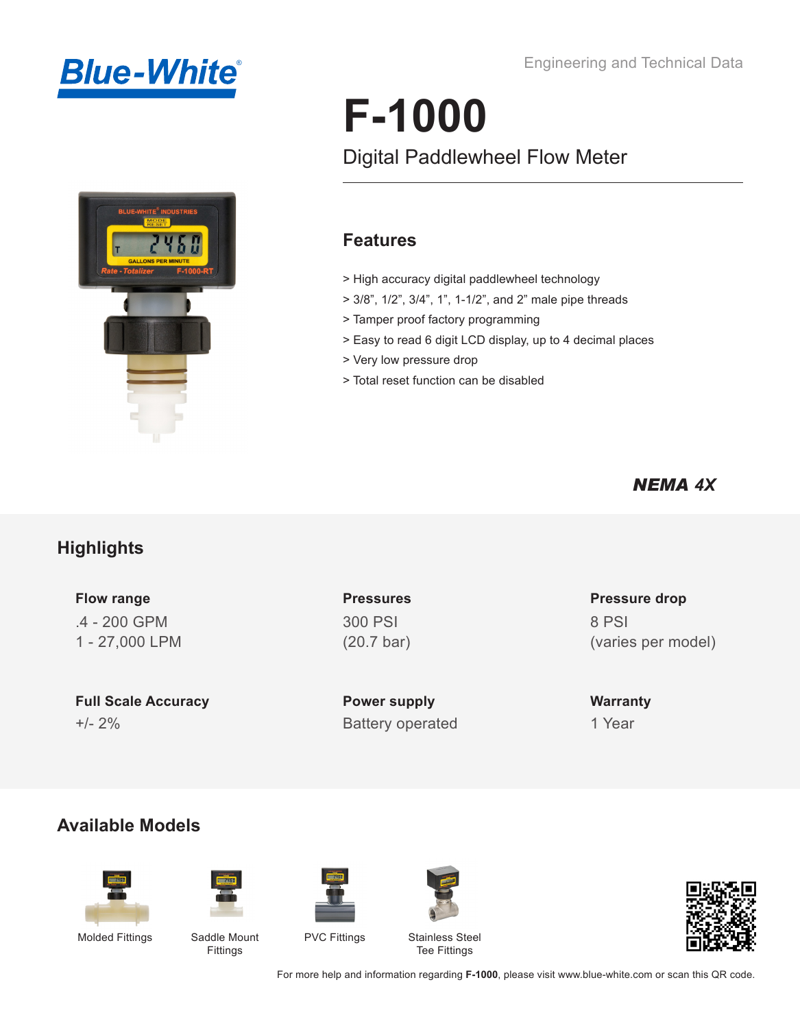Blue-White®

Engineering and Technical Data

# F-1000

## Digital Paddlewheel Flow Meter

### Features

> High accuracy digital paddlewheel technology
> 3/8”, 1/2”, 3/4”, 1”, 1-1/2”, and 2” male pipe threads
> Tamper proof factory programming
> Easy to read 6 digit LCD display, up to 4 decimal places
> Very low pressure drop
> Total reset function can be disabled

***NEMA 4X***

## Highlights

**Flow range**
.4 - 200 GPM
1 - 27,000 LPM

**Pressures**
300 PSI
(20.7 bar)

**Pressure drop**
8 PSI
(varies per model)

**Full Scale Accuracy**
+/- 2%

**Power supply**
Battery operated

**Warranty**
1 Year

## Available Models

Molded Fittings

Saddle Mount Fittings

PVC Fittings

Stainless Steel Tee Fittings

For more help and information regarding **F-1000**, please visit www.blue-white.com or scan this QR code.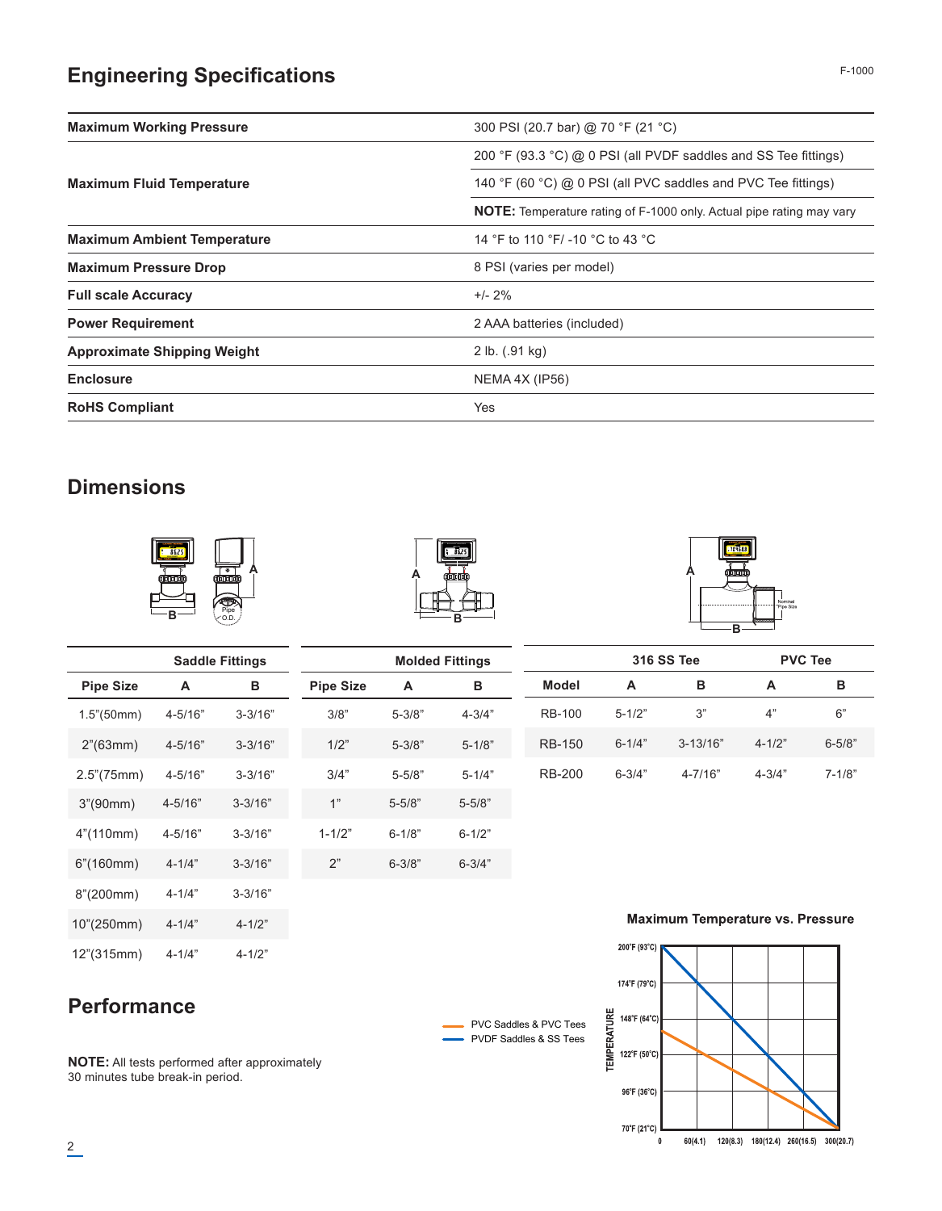## Engineering Specifications

| | |
|---|---|
| **Maximum Working Pressure** | 300 PSI (20.7 bar) @ 70 °F (21 °C) |
| **Maximum Fluid Temperature** | 200 °F (93.3 °C) @ 0 PSI (all PVDF saddles and SS Tee fittings) |
| | 140 °F (60 °C) @ 0 PSI (all PVC saddles and PVC Tee fittings) |
| | **NOTE:** Temperature rating of F-1000 only. Actual pipe rating may vary |
| **Maximum Ambient Temperature** | 14 °F to 110 °F/ -10 °C to 43 °C |
| **Maximum Pressure Drop** | 8 PSI (varies per model) |
| **Full scale Accuracy** | +/- 2% |
| **Power Requirement** | 2 AAA batteries (included) |
| **Approximate Shipping Weight** | 2 lb. (.91 kg) |
| **Enclosure** | NEMA 4X (IP56) |
| **RoHS Compliant** | Yes |

## Dimensions

| Saddle Fittings | | |
|---|---|---|
| **Pipe Size** | **A** | **B** |
| 1.5"(50mm) | 4-5/16" | 3-3/16" |
| 2"(63mm) | 4-5/16" | 3-3/16" |
| 2.5"(75mm) | 4-5/16" | 3-3/16" |
| 3"(90mm) | 4-5/16" | 3-3/16" |
| 4"(110mm) | 4-5/16" | 3-3/16" |
| 6"(160mm) | 4-1/4" | 3-3/16" |
| 8"(200mm) | 4-1/4" | 3-3/16" |
| 10"(250mm) | 4-1/4" | 4-1/2" |
| 12"(315mm) | 4-1/4" | 4-1/2" |

| Molded Fittings | | |
|---|---|---|
| **Pipe Size** | **A** | **B** |
| 3/8" | 5-3/8" | 4-3/4" |
| 1/2" | 5-3/8" | 5-1/8" |
| 3/4" | 5-5/8" | 5-1/4" |
| 1" | 5-5/8" | 5-5/8" |
| 1-1/2" | 6-1/8" | 6-1/2" |
| 2" | 6-3/8" | 6-3/4" |

| | 316 SS Tee | | PVC Tee | |
|---|---|---|---|---|
| **Model** | **A** | **B** | **A** | **B** |
| RB-100 | 5-1/2" | 3" | 4" | 6" |
| RB-150 | 6-1/4" | 3-13/16" | 4-1/2" | 6-5/8" |
| RB-200 | 6-3/4" | 4-7/16" | 4-3/4" | 7-1/8" |

## Performance

**NOTE:** All tests performed after approximately 30 minutes tube break-in period.

**Maximum Temperature vs. Pressure**

Legend: PVC Saddles & PVC Tees; PVDF Saddles & SS Tees

Temperature axis: 70°F (21°C), 96°F (36°C), 122°F (50°C), 148°F (64°C), 174°F (79°C), 200°F (93°C)

Pressure axis: 0, 60(4.1), 120(8.3), 180(12.4), 260(16.5), 300(20.7)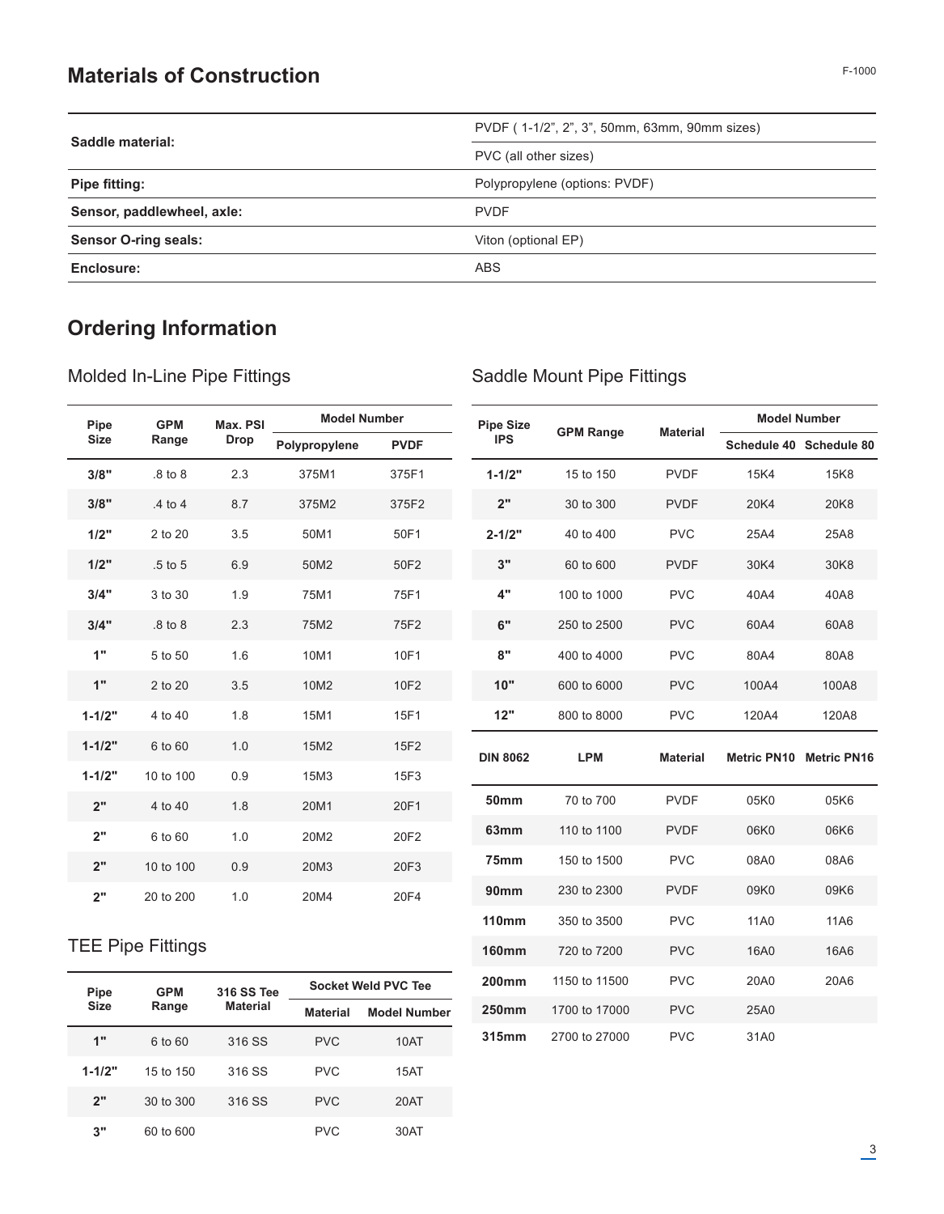## Materials of Construction

| | |
|---|---|
| **Saddle material:** | PVDF ( 1-1/2", 2", 3", 50mm, 63mm, 90mm sizes) |
| | PVC (all other sizes) |
| **Pipe fitting:** | Polypropylene (options: PVDF) |
| **Sensor, paddlewheel, axle:** | PVDF |
| **Sensor O-ring seals:** | Viton (optional EP) |
| **Enclosure:** | ABS |

## Ordering Information

### Molded In-Line Pipe Fittings

| Pipe Size | GPM Range | Max. PSI Drop | Model Number | |
|---|---|---|---|---|
| | | | Polypropylene | PVDF |
| **3/8"** | .8 to 8 | 2.3 | 375M1 | 375F1 |
| **3/8"** | .4 to 4 | 8.7 | 375M2 | 375F2 |
| **1/2"** | 2 to 20 | 3.5 | 50M1 | 50F1 |
| **1/2"** | .5 to 5 | 6.9 | 50M2 | 50F2 |
| **3/4"** | 3 to 30 | 1.9 | 75M1 | 75F1 |
| **3/4"** | .8 to 8 | 2.3 | 75M2 | 75F2 |
| **1"** | 5 to 50 | 1.6 | 10M1 | 10F1 |
| **1"** | 2 to 20 | 3.5 | 10M2 | 10F2 |
| **1-1/2"** | 4 to 40 | 1.8 | 15M1 | 15F1 |
| **1-1/2"** | 6 to 60 | 1.0 | 15M2 | 15F2 |
| **1-1/2"** | 10 to 100 | 0.9 | 15M3 | 15F3 |
| **2"** | 4 to 40 | 1.8 | 20M1 | 20F1 |
| **2"** | 6 to 60 | 1.0 | 20M2 | 20F2 |
| **2"** | 10 to 100 | 0.9 | 20M3 | 20F3 |
| **2"** | 20 to 200 | 1.0 | 20M4 | 20F4 |

### TEE Pipe Fittings

| Pipe Size | GPM Range | 316 SS Tee Material | Socket Weld PVC Tee | |
|---|---|---|---|---|
| | | | Material | Model Number |
| **1"** | 6 to 60 | 316 SS | PVC | 10AT |
| **1-1/2"** | 15 to 150 | 316 SS | PVC | 15AT |
| **2"** | 30 to 300 | 316 SS | PVC | 20AT |
| **3"** | 60 to 600 | | PVC | 30AT |

### Saddle Mount Pipe Fittings

| Pipe Size IPS | GPM Range | Material | Model Number | |
|---|---|---|---|---|
| | | | Schedule 40 | Schedule 80 |
| **1-1/2"** | 15 to 150 | PVDF | 15K4 | 15K8 |
| **2"** | 30 to 300 | PVDF | 20K4 | 20K8 |
| **2-1/2"** | 40 to 400 | PVC | 25A4 | 25A8 |
| **3"** | 60 to 600 | PVDF | 30K4 | 30K8 |
| **4"** | 100 to 1000 | PVC | 40A4 | 40A8 |
| **6"** | 250 to 2500 | PVC | 60A4 | 60A8 |
| **8"** | 400 to 4000 | PVC | 80A4 | 80A8 |
| **10"** | 600 to 6000 | PVC | 100A4 | 100A8 |
| **12"** | 800 to 8000 | PVC | 120A4 | 120A8 |
| **DIN 8062** | **LPM** | **Material** | **Metric PN10** | **Metric PN16** |
| **50mm** | 70 to 700 | PVDF | 05K0 | 05K6 |
| **63mm** | 110 to 1100 | PVDF | 06K0 | 06K6 |
| **75mm** | 150 to 1500 | PVC | 08A0 | 08A6 |
| **90mm** | 230 to 2300 | PVDF | 09K0 | 09K6 |
| **110mm** | 350 to 3500 | PVC | 11A0 | 11A6 |
| **160mm** | 720 to 7200 | PVC | 16A0 | 16A6 |
| **200mm** | 1150 to 11500 | PVC | 20A0 | 20A6 |
| **250mm** | 1700 to 17000 | PVC | 25A0 | |
| **315mm** | 2700 to 27000 | PVC | 31A0 | |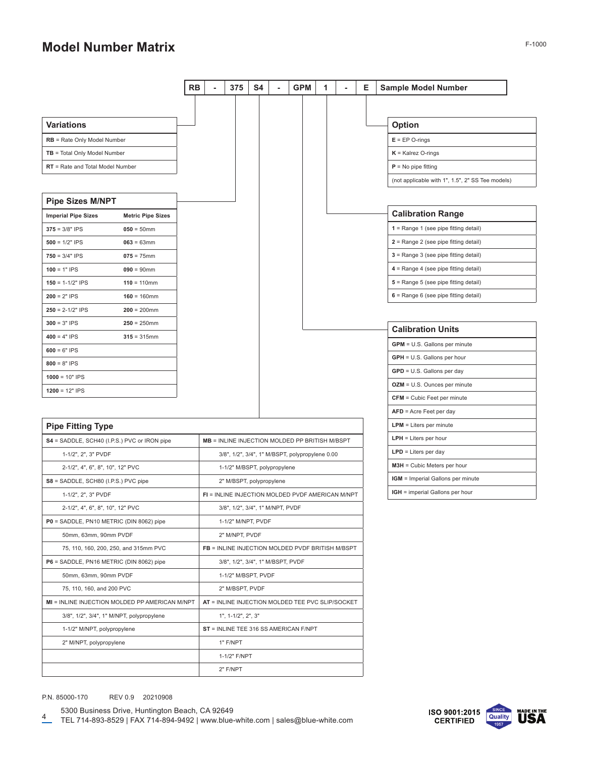# Model Number Matrix

| RB | - | 375 | S4 | - | GPM | 1 | - | E | Sample Model Number |
|---|---|---|---|---|---|---|---|---|---|

## Variations

| Variations |
|---|
| **RB** = Rate Only Model Number |
| **TB** = Total Only Model Number |
| **RT** = Rate and Total Model Number |

## Pipe Sizes M/NPT

| Imperial Pipe Sizes | Metric Pipe Sizes |
|---|---|
| **375** = 3/8" IPS | **050** = 50mm |
| **500** = 1/2" IPS | **063** = 63mm |
| **750** = 3/4" IPS | **075** = 75mm |
| **100** = 1" IPS | **090** = 90mm |
| **150** = 1-1/2" IPS | **110** = 110mm |
| **200** = 2" IPS | **160** = 160mm |
| **250** = 2-1/2" IPS | **200** = 200mm |
| **300** = 3" IPS | **250** = 250mm |
| **400** = 4" IPS | **315** = 315mm |
| **600** = 6" IPS | |
| **800** = 8" IPS | |
| **1000** = 10" IPS | |
| **1200** = 12" IPS | |

## Pipe Fitting Type

| | |
|---|---|
| **S4** = SADDLE, SCH40 (I.P.S.) PVC or IRON pipe | **MB** = INLINE INJECTION MOLDED PP BRITISH M/BSPT |
| 1-1/2", 2", 3" PVDF | 3/8", 1/2", 3/4", 1" M/BSPT, polypropylene 0.00 |
| 2-1/2", 4", 6", 8", 10", 12" PVC | 1-1/2" M/BSPT, polypropylene |
| **S8** = SADDLE, SCH80 (I.P.S.) PVC pipe | 2" M/BSPT, polypropylene |
| 1-1/2", 2", 3" PVDF | **FI** = INLINE INJECTION MOLDED PVDF AMERICAN M/NPT |
| 2-1/2", 4", 6", 8", 10", 12" PVC | 3/8", 1/2", 3/4", 1" M/NPT, PVDF |
| **P0** = SADDLE, PN10 METRIC (DIN 8062) pipe | 1-1/2" M/NPT, PVDF |
| 50mm, 63mm, 90mm PVDF | 2" M/NPT, PVDF |
| 75, 110, 160, 200, 250, and 315mm PVC | **FB** = INLINE INJECTION MOLDED PVDF BRITISH M/BSPT |
| **P6** = SADDLE, PN16 METRIC (DIN 8062) pipe | 3/8", 1/2", 3/4", 1" M/BSPT, PVDF |
| 50mm, 63mm, 90mm PVDF | 1-1/2" M/BSPT, PVDF |
| 75, 110, 160, and 200 PVC | 2" M/BSPT, PVDF |
| **MI** = INLINE INJECTION MOLDED PP AMERICAN M/NPT | **AT** = INLINE INJECTION MOLDED TEE PVC SLIP/SOCKET |
| 3/8", 1/2", 3/4", 1" M/NPT, polypropylene | 1", 1-1/2", 2", 3" |
| 1-1/2" M/NPT, polypropylene | **ST** = INLINE TEE 316 SS AMERICAN F/NPT |
| 2" M/NPT, polypropylene | 1" F/NPT |
| | 1-1/2" F/NPT |
| | 2" F/NPT |

## Option

| Option |
|---|
| **E** = EP O-rings |
| **K** = Kalrez O-rings |
| **P** = No pipe fitting |
| (not applicable with 1", 1.5", 2" SS Tee models) |

## Calibration Range

| Calibration Range |
|---|
| **1** = Range 1 (see pipe fitting detail) |
| **2** = Range 2 (see pipe fitting detail) |
| **3** = Range 3 (see pipe fitting detail) |
| **4** = Range 4 (see pipe fitting detail) |
| **5** = Range 5 (see pipe fitting detail) |
| **6** = Range 6 (see pipe fitting detail) |

## Calibration Units

| Calibration Units |
|---|
| **GPM** = U.S. Gallons per minute |
| **GPH** = U.S. Gallons per hour |
| **GPD** = U.S. Gallons per day |
| **OZM** = U.S. Ounces per minute |
| **CFM** = Cubic Feet per minute |
| **AFD** = Acre Feet per day |
| **LPM** = Liters per minute |
| **LPH** = Liters per hour |
| **LPD** = Liters per day |
| **M3H** = Cubic Meters per hour |
| **IGM** = Imperial Gallons per minute |
| **IGH** = imperial Gallons per hour |

P.N. 85000-170 REV 0.9 20210908

5300 Business Drive, Huntington Beach, CA 92649
TEL 714-893-8529 | FAX 714-894-9492 | www.blue-white.com | sales@blue-white.com

ISO 9001:2015 CERTIFIED

SINCE Quality 1957

MADE IN THE USA